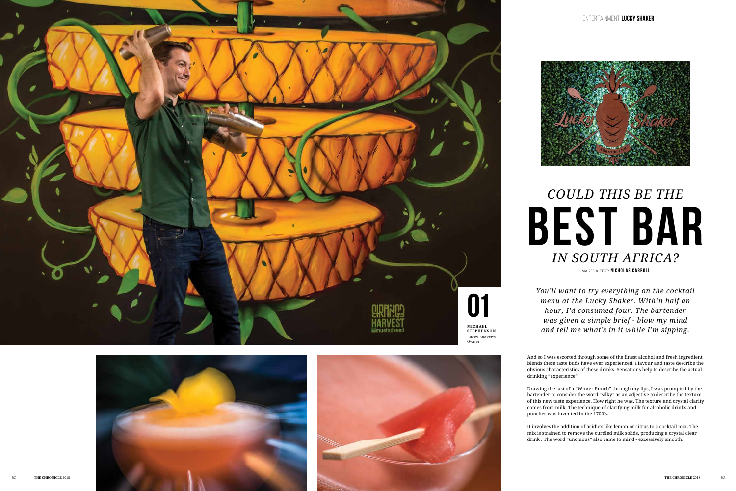# COULD THIS BE THE BEST BAR IN SOUTH AFRICA?

IMAGES & TEXT: **NICHOLAS CARROLL**

**01**

**MICHAEL STEPHENSON**
Lucky Shaker's Owner

*You'll want to try everything on the cocktail menu at the Lucky Shaker. Within half an hour, I'd consumed four. The bartender was given a simple brief - blow my mind and tell me what's in it while I'm sipping.*

And so I was escorted through some of the finest alcohol and fresh ingredient blends these taste buds have ever experienced. Flavour and taste describe the obvious characteristics of these drinks. Sensations help to describe the actual drinking "experience".

Drawing the last of a "Winter Punch" through my lips, I was prompted by the bartender to consider the word "silky" as an adjective to describe the texture of this new taste experience. How right he was. The texture and crystal clarity comes from milk. The technique of clarifying milk for alcoholic drinks and punches was invented in the 1700's.

It involves the addition of acidic's like lemon or citrus to a cocktail mix. The mix is strained to remove the curdled milk solids, producing a crystal clear drink . The word "unctuous" also came to mind - excessively smooth.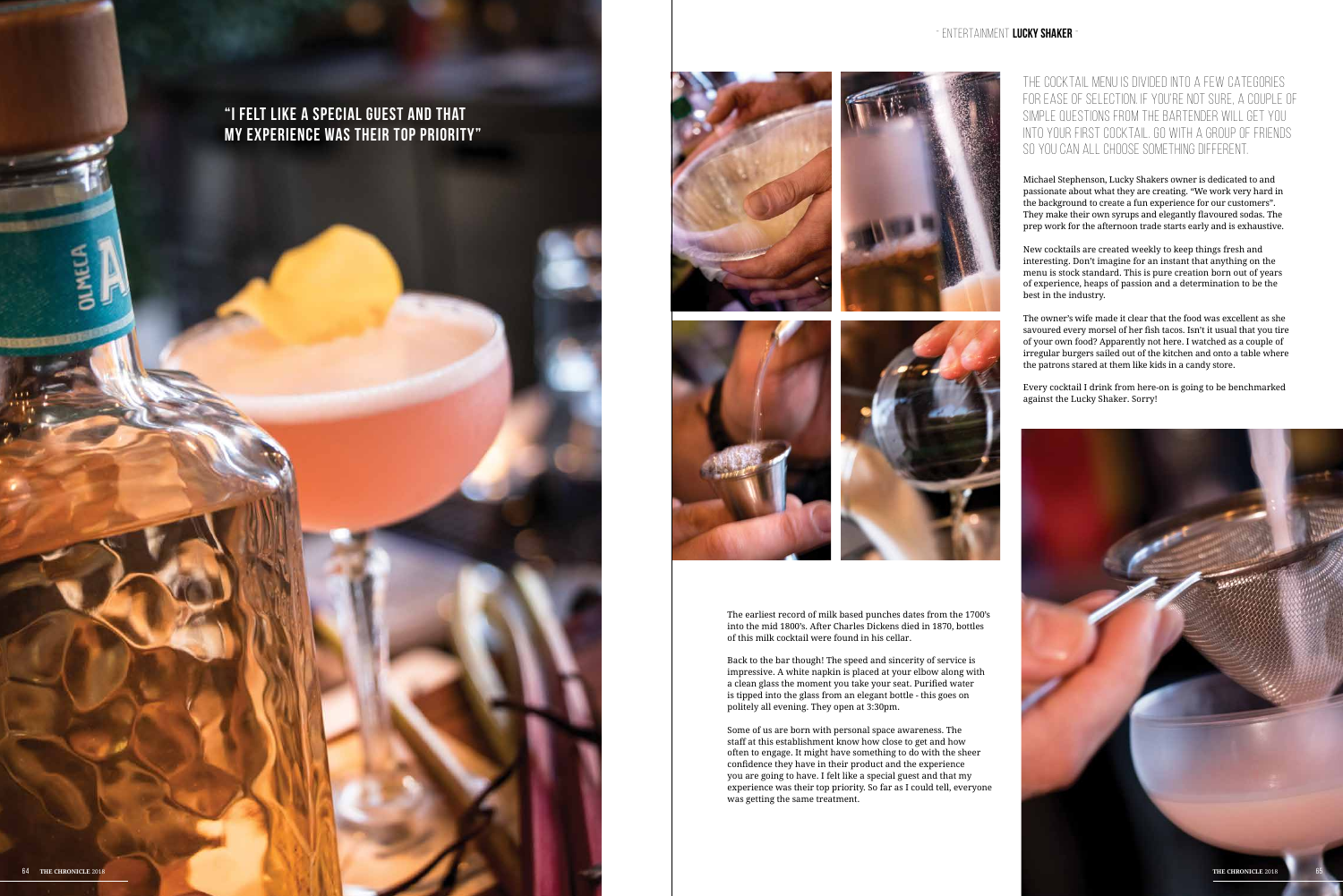## "I FELT LIKE A SPECIAL GUEST AND THAT MY EXPERIENCE WAS THEIR TOP PRIORITY"

The earliest record of milk based punches dates from the 1700's into the mid 1800's. After Charles Dickens died in 1870, bottles of this milk cocktail were found in his cellar.

Back to the bar though! The speed and sincerity of service is impressive. A white napkin is placed at your elbow along with a clean glass the moment you take your seat. Purified water is tipped into the glass from an elegant bottle - this goes on politely all evening. They open at 3:30pm.

Some of us are born with personal space awareness. The staff at this establishment know how close to get and how often to engage. It might have something to do with the sheer confidence they have in their product and the experience you are going to have. I felt like a special guest and that my experience was their top priority. So far as I could tell, everyone was getting the same treatment.

THE COCKTAIL MENU IS DIVIDED INTO A FEW CATEGORIES FOR EASE OF SELECTION. IF YOU'RE NOT SURE, A COUPLE OF SIMPLE QUESTIONS FROM THE BARTENDER WILL GET YOU INTO YOUR FIRST COCKTAIL. GO WITH A GROUP OF FRIENDS SO YOU CAN ALL CHOOSE SOMETHING DIFFERENT.

Michael Stephenson, Lucky Shakers owner is dedicated to and passionate about what they are creating. "We work very hard in the background to create a fun experience for our customers". They make their own syrups and elegantly flavoured sodas. The prep work for the afternoon trade starts early and is exhaustive.

New cocktails are created weekly to keep things fresh and interesting. Don't imagine for an instant that anything on the menu is stock standard. This is pure creation born out of years of experience, heaps of passion and a determination to be the best in the industry.

The owner's wife made it clear that the food was excellent as she savoured every morsel of her fish tacos. Isn't it usual that you tire of your own food? Apparently not here. I watched as a couple of irregular burgers sailed out of the kitchen and onto a table where the patrons stared at them like kids in a candy store.

Every cocktail I drink from here-on is going to be benchmarked against the Lucky Shaker. Sorry!